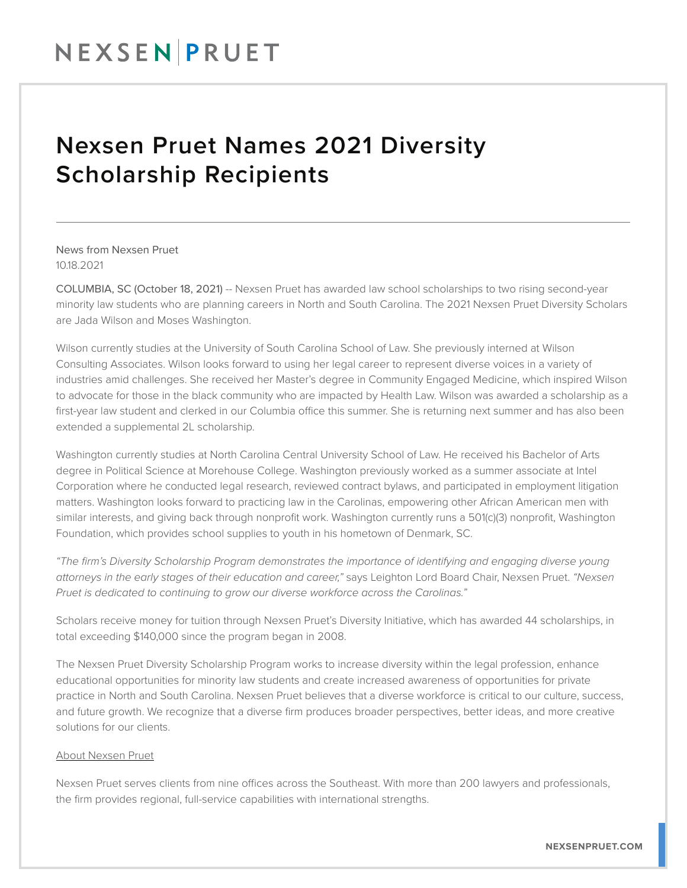# Nexsen Pruet Names 2021 Diversity Scholarship Recipients

News from Nexsen Pruet
10.18.2021

COLUMBIA, SC (October 18, 2021) -- Nexsen Pruet has awarded law school scholarships to two rising second-year minority law students who are planning careers in North and South Carolina. The 2021 Nexsen Pruet Diversity Scholars are Jada Wilson and Moses Washington.

Wilson currently studies at the University of South Carolina School of Law. She previously interned at Wilson Consulting Associates. Wilson looks forward to using her legal career to represent diverse voices in a variety of industries amid challenges. She received her Master's degree in Community Engaged Medicine, which inspired Wilson to advocate for those in the black community who are impacted by Health Law. Wilson was awarded a scholarship as a first-year law student and clerked in our Columbia office this summer. She is returning next summer and has also been extended a supplemental 2L scholarship.

Washington currently studies at North Carolina Central University School of Law. He received his Bachelor of Arts degree in Political Science at Morehouse College. Washington previously worked as a summer associate at Intel Corporation where he conducted legal research, reviewed contract bylaws, and participated in employment litigation matters. Washington looks forward to practicing law in the Carolinas, empowering other African American men with similar interests, and giving back through nonprofit work. Washington currently runs a 501(c)(3) nonprofit, Washington Foundation, which provides school supplies to youth in his hometown of Denmark, SC.

*"The firm's Diversity Scholarship Program demonstrates the importance of identifying and engaging diverse young attorneys in the early stages of their education and career,"* says Leighton Lord Board Chair, Nexsen Pruet. *"Nexsen Pruet is dedicated to continuing to grow our diverse workforce across the Carolinas."*

Scholars receive money for tuition through Nexsen Pruet's Diversity Initiative, which has awarded 44 scholarships, in total exceeding $140,000 since the program began in 2008.

The Nexsen Pruet Diversity Scholarship Program works to increase diversity within the legal profession, enhance educational opportunities for minority law students and create increased awareness of opportunities for private practice in North and South Carolina. Nexsen Pruet believes that a diverse workforce is critical to our culture, success, and future growth. We recognize that a diverse firm produces broader perspectives, better ideas, and more creative solutions for our clients.

About Nexsen Pruet

Nexsen Pruet serves clients from nine offices across the Southeast. With more than 200 lawyers and professionals, the firm provides regional, full-service capabilities with international strengths.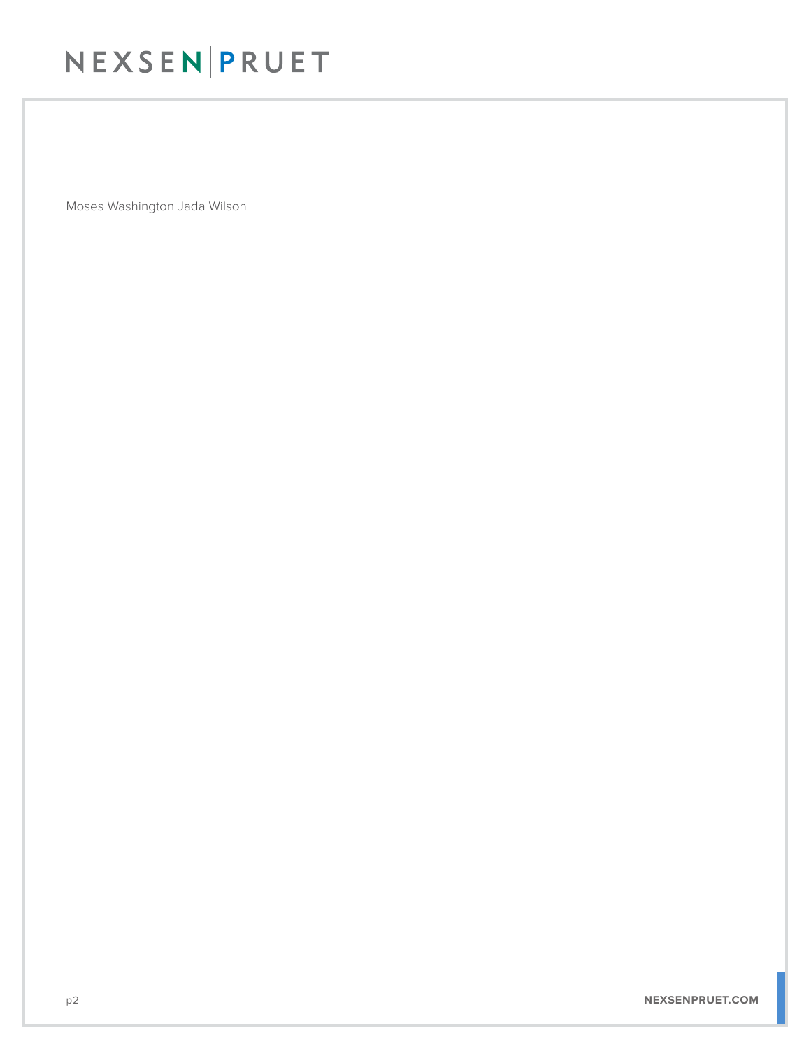Moses Washington Jada Wilson